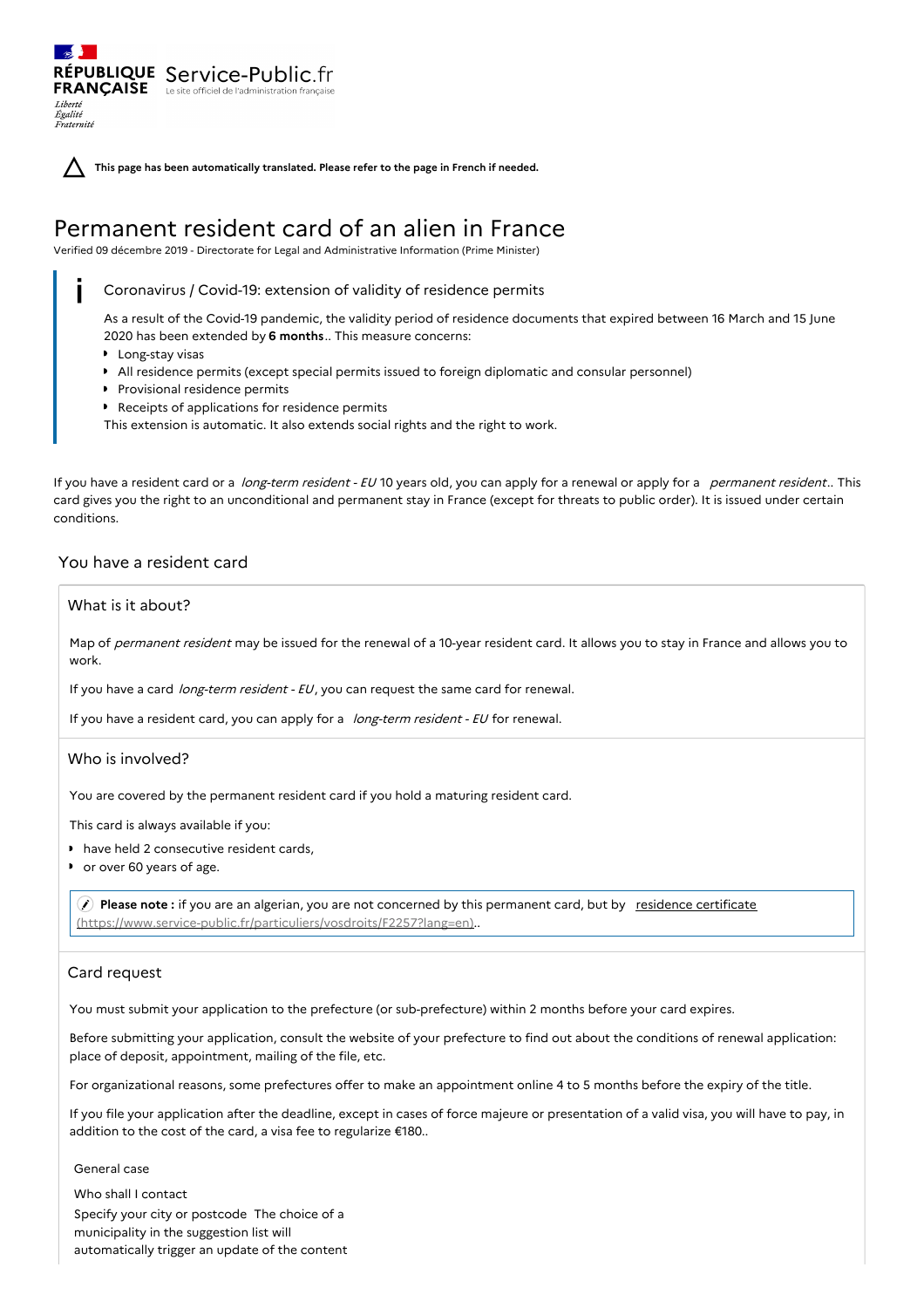RÉPUBLIQUE FRANÇAISE Service-Public.fr
Le site officiel de l'administration française

Liberté
Égalité
Fraternité

**This page has been automatically translated. Please refer to the page in French if needed.**

# Permanent resident card of an alien in France

Verified 09 décembre 2019 - Directorate for Legal and Administrative Information (Prime Minister)

> Coronavirus / Covid-19: extension of validity of residence permits
>
> As a result of the Covid-19 pandemic, the validity period of residence documents that expired between 16 March and 15 June 2020 has been extended by **6 months**.. This measure concerns:
>
> - Long-stay visas
> - All residence permits (except special permits issued to foreign diplomatic and consular personnel)
> - Provisional residence permits
> - Receipts of applications for residence permits
>
> This extension is automatic. It also extends social rights and the right to work.

If you have a resident card or a *long-term resident - EU* 10 years old, you can apply for a renewal or apply for a *permanent resident*.. This card gives you the right to an unconditional and permanent stay in France (except for threats to public order). It is issued under certain conditions.

## You have a resident card

### What is it about?

Map of *permanent resident* may be issued for the renewal of a 10-year resident card. It allows you to stay in France and allows you to work.

If you have a card *long-term resident - EU*, you can request the same card for renewal.

If you have a resident card, you can apply for a *long-term resident - EU* for renewal.

### Who is involved?

You are covered by the permanent resident card if you hold a maturing resident card.

This card is always available if you:

- have held 2 consecutive resident cards,
- or over 60 years of age.

> **Please note :** if you are an algerian, you are not concerned by this permanent card, but by residence certificate (https://www.service-public.fr/particuliers/vosdroits/F2257?lang=en)..

### Card request

You must submit your application to the prefecture (or sub-prefecture) within 2 months before your card expires.

Before submitting your application, consult the website of your prefecture to find out about the conditions of renewal application: place of deposit, appointment, mailing of the file, etc.

For organizational reasons, some prefectures offer to make an appointment online 4 to 5 months before the expiry of the title.

If you file your application after the deadline, except in cases of force majeure or presentation of a valid visa, you will have to pay, in addition to the cost of the card, a visa fee to regularize €180..

General case

Who shall I contact

Specify your city or postcode The choice of a municipality in the suggestion list will automatically trigger an update of the content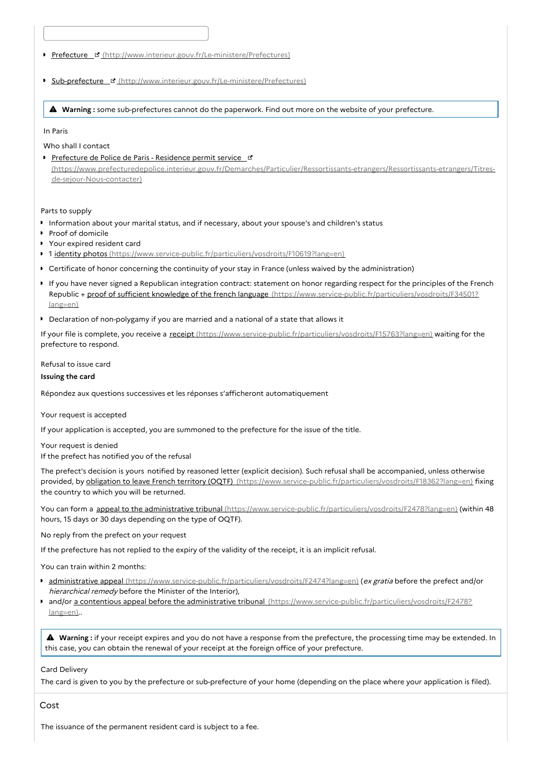- Prefecture (http://www.interieur.gouv.fr/Le-ministere/Prefectures)
- Sub-prefecture (http://www.interieur.gouv.fr/Le-ministere/Prefectures)

> **Warning :** some sub-prefectures cannot do the paperwork. Find out more on the website of your prefecture.

In Paris

Who shall I contact

- Prefecture de Police de Paris - Residence permit service (https://www.prefecturedepolice.interieur.gouv.fr/Demarches/Particulier/Ressortissants-etrangers/Ressortissants-etrangers/Titres-de-sejour-Nous-contacter)

Parts to supply

- Information about your marital status, and if necessary, about your spouse's and children's status
- Proof of domicile
- Your expired resident card
- 1 identity photos (https://www.service-public.fr/particuliers/vosdroits/F10619?lang=en)
- Certificate of honor concerning the continuity of your stay in France (unless waived by the administration)
- If you have never signed a Republican integration contract: statement on honor regarding respect for the principles of the French Republic + proof of sufficient knowledge of the french language (https://www.service-public.fr/particuliers/vosdroits/F34501?lang=en)
- Declaration of non-polygamy if you are married and a national of a state that allows it

If your file is complete, you receive a receipt (https://www.service-public.fr/particuliers/vosdroits/F15763?lang=en) waiting for the prefecture to respond.

Refusal to issue card

**Issuing the card**

Répondez aux questions successives et les réponses s'afficheront automatiquement

Your request is accepted

If your application is accepted, you are summoned to the prefecture for the issue of the title.

Your request is denied

If the prefect has notified you of the refusal

The prefect's decision is yours notified by reasoned letter (explicit decision). Such refusal shall be accompanied, unless otherwise provided, by obligation to leave French territory (OQTF) (https://www.service-public.fr/particuliers/vosdroits/F18362?lang=en) fixing the country to which you will be returned.

You can form a appeal to the administrative tribunal (https://www.service-public.fr/particuliers/vosdroits/F2478?lang=en) (within 48 hours, 15 days or 30 days depending on the type of OQTF).

No reply from the prefect on your request

If the prefecture has not replied to the expiry of the validity of the receipt, it is an implicit refusal.

You can train within 2 months:

- administrative appeal (https://www.service-public.fr/particuliers/vosdroits/F2474?lang=en) (*ex gratia* before the prefect and/or *hierarchical remedy* before the Minister of the Interior),
- and/or a contentious appeal before the administrative tribunal (https://www.service-public.fr/particuliers/vosdroits/F2478?lang=en).

> **Warning :** if your receipt expires and you do not have a response from the prefecture, the processing time may be extended. In this case, you can obtain the renewal of your receipt at the foreign office of your prefecture.

Card Delivery

The card is given to you by the prefecture or sub-prefecture of your home (depending on the place where your application is filed).

## Cost

The issuance of the permanent resident card is subject to a fee.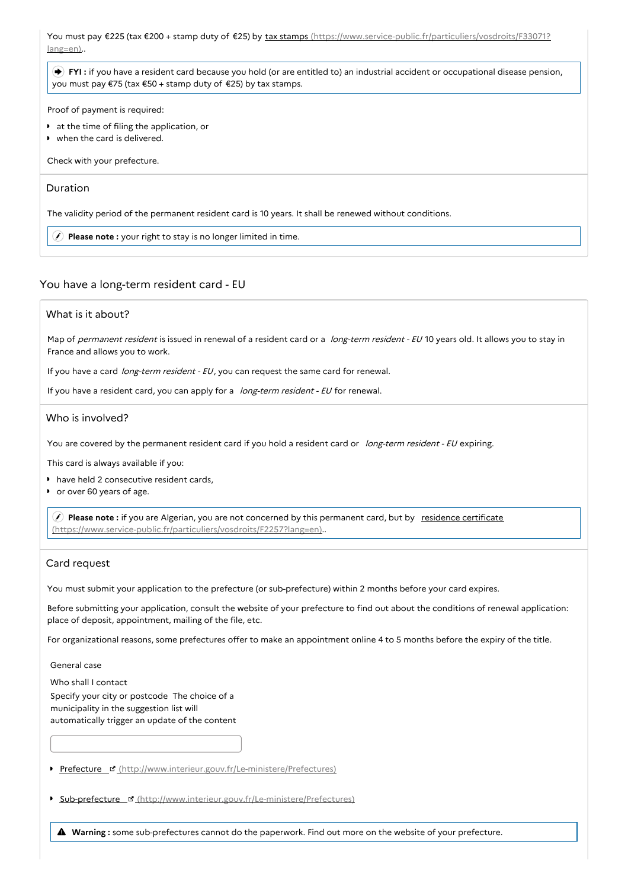You must pay €225 (tax €200 + stamp duty of €25) by tax stamps (https://www.service-public.fr/particuliers/vosdroits/F33071?lang=en)..

**FYI :** if you have a resident card because you hold (or are entitled to) an industrial accident or occupational disease pension, you must pay €75 (tax €50 + stamp duty of €25) by tax stamps.

Proof of payment is required:

- at the time of filing the application, or
- when the card is delivered.

Check with your prefecture.

### Duration

The validity period of the permanent resident card is 10 years. It shall be renewed without conditions.

**Please note :** your right to stay is no longer limited in time.

## You have a long-term resident card - EU

### What is it about?

Map of *permanent resident* is issued in renewal of a resident card or a *long-term resident - EU* 10 years old. It allows you to stay in France and allows you to work.

If you have a card *long-term resident - EU*, you can request the same card for renewal.

If you have a resident card, you can apply for a *long-term resident - EU* for renewal.

### Who is involved?

You are covered by the permanent resident card if you hold a resident card or *long-term resident - EU* expiring.

This card is always available if you:

- have held 2 consecutive resident cards,
- or over 60 years of age.

**Please note :** if you are Algerian, you are not concerned by this permanent card, but by residence certificate (https://www.service-public.fr/particuliers/vosdroits/F2257?lang=en)..

### Card request

You must submit your application to the prefecture (or sub-prefecture) within 2 months before your card expires.

Before submitting your application, consult the website of your prefecture to find out about the conditions of renewal application: place of deposit, appointment, mailing of the file, etc.

For organizational reasons, some prefectures offer to make an appointment online 4 to 5 months before the expiry of the title.

General case

Who shall I contact

Specify your city or postcode The choice of a municipality in the suggestion list will automatically trigger an update of the content

- Prefecture (http://www.interieur.gouv.fr/Le-ministere/Prefectures)
- Sub-prefecture (http://www.interieur.gouv.fr/Le-ministere/Prefectures)

**Warning :** some sub-prefectures cannot do the paperwork. Find out more on the website of your prefecture.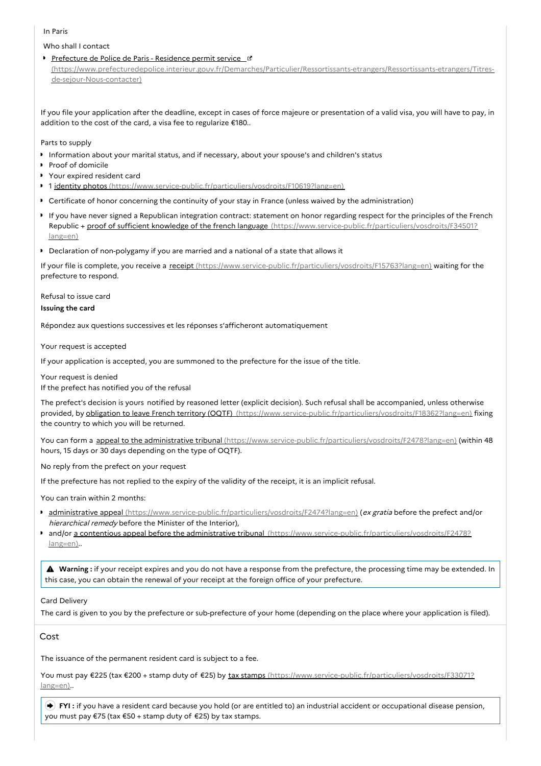In Paris

Who shall I contact

- [Prefecture de Police de Paris - Residence permit service](https://www.prefecturedepolice.interieur.gouv.fr/Demarches/Particulier/Ressortissants-etrangers/Ressortissants-etrangers/Titres-de-sejour-Nous-contacter) (https://www.prefecturedepolice.interieur.gouv.fr/Demarches/Particulier/Ressortissants-etrangers/Ressortissants-etrangers/Titres-de-sejour-Nous-contacter)

If you file your application after the deadline, except in cases of force majeure or presentation of a valid visa, you will have to pay, in addition to the cost of the card, a visa fee to regularize €180..

Parts to supply

- Information about your marital status, and if necessary, about your spouse's and children's status
- Proof of domicile
- Your expired resident card
- 1 [identity photos](https://www.service-public.fr/particuliers/vosdroits/F10619?lang=en) (https://www.service-public.fr/particuliers/vosdroits/F10619?lang=en)
- Certificate of honor concerning the continuity of your stay in France (unless waived by the administration)
- If you have never signed a Republican integration contract: statement on honor regarding respect for the principles of the French Republic + [proof of sufficient knowledge of the french language](https://www.service-public.fr/particuliers/vosdroits/F34501?lang=en) (https://www.service-public.fr/particuliers/vosdroits/F34501?lang=en)
- Declaration of non-polygamy if you are married and a national of a state that allows it

If your file is complete, you receive a [receipt](https://www.service-public.fr/particuliers/vosdroits/F15763?lang=en) (https://www.service-public.fr/particuliers/vosdroits/F15763?lang=en) waiting for the prefecture to respond.

Refusal to issue card

**Issuing the card**

Répondez aux questions successives et les réponses s'afficheront automatiquement

Your request is accepted

If your application is accepted, you are summoned to the prefecture for the issue of the title.

Your request is denied

If the prefect has notified you of the refusal

The prefect's decision is yours notified by reasoned letter (explicit decision). Such refusal shall be accompanied, unless otherwise provided, by [obligation to leave French territory (OQTF)](https://www.service-public.fr/particuliers/vosdroits/F18362?lang=en) (https://www.service-public.fr/particuliers/vosdroits/F18362?lang=en) fixing the country to which you will be returned.

You can form a [appeal to the administrative tribunal](https://www.service-public.fr/particuliers/vosdroits/F2478?lang=en) (https://www.service-public.fr/particuliers/vosdroits/F2478?lang=en) (within 48 hours, 15 days or 30 days depending on the type of OQTF).

No reply from the prefect on your request

If the prefecture has not replied to the expiry of the validity of the receipt, it is an implicit refusal.

You can train within 2 months:

- [administrative appeal](https://www.service-public.fr/particuliers/vosdroits/F2474?lang=en) (https://www.service-public.fr/particuliers/vosdroits/F2474?lang=en) (*ex gratia* before the prefect and/or *hierarchical remedy* before the Minister of the Interior),
- and/or [a contentious appeal before the administrative tribunal](https://www.service-public.fr/particuliers/vosdroits/F2478?lang=en) (https://www.service-public.fr/particuliers/vosdroits/F2478?lang=en)..

> ⚠ **Warning :** if your receipt expires and you do not have a response from the prefecture, the processing time may be extended. In this case, you can obtain the renewal of your receipt at the foreign office of your prefecture.

Card Delivery

The card is given to you by the prefecture or sub-prefecture of your home (depending on the place where your application is filed).

## Cost

The issuance of the permanent resident card is subject to a fee.

You must pay €225 (tax €200 + stamp duty of €25) by [tax stamps](https://www.service-public.fr/particuliers/vosdroits/F33071?lang=en) (https://www.service-public.fr/particuliers/vosdroits/F33071?lang=en)..

> **FYI :** if you have a resident card because you hold (or are entitled to) an industrial accident or occupational disease pension, you must pay €75 (tax €50 + stamp duty of €25) by tax stamps.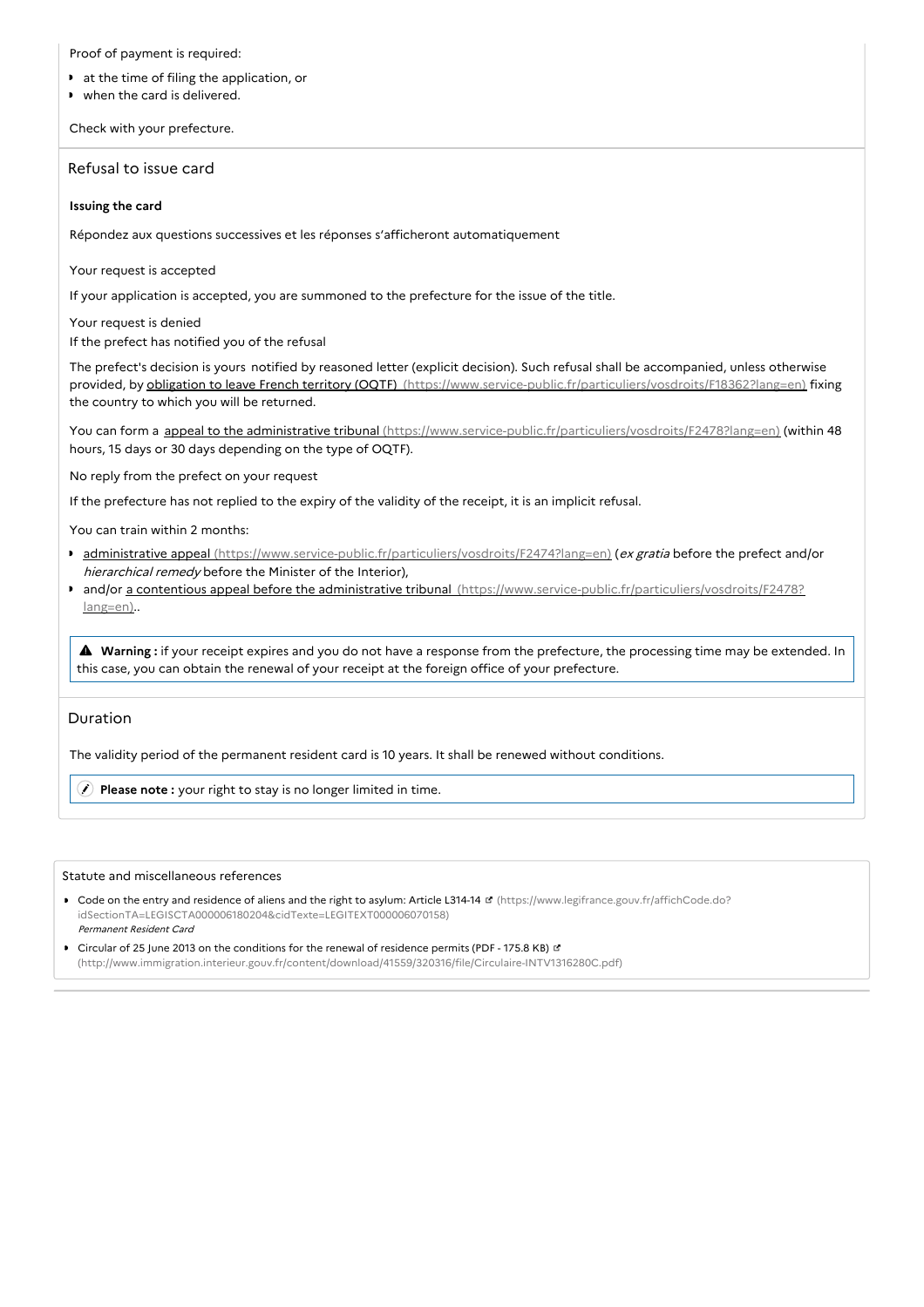Proof of payment is required:

- at the time of filing the application, or
- when the card is delivered.

Check with your prefecture.

## Refusal to issue card

**Issuing the card**

Répondez aux questions successives et les réponses s'afficheront automatiquement

Your request is accepted

If your application is accepted, you are summoned to the prefecture for the issue of the title.

Your request is denied

If the prefect has notified you of the refusal

The prefect's decision is yours notified by reasoned letter (explicit decision). Such refusal shall be accompanied, unless otherwise provided, by obligation to leave French territory (OQTF) (https://www.service-public.fr/particuliers/vosdroits/F18362?lang=en) fixing the country to which you will be returned.

You can form a appeal to the administrative tribunal (https://www.service-public.fr/particuliers/vosdroits/F2478?lang=en) (within 48 hours, 15 days or 30 days depending on the type of OQTF).

No reply from the prefect on your request

If the prefecture has not replied to the expiry of the validity of the receipt, it is an implicit refusal.

You can train within 2 months:

- administrative appeal (https://www.service-public.fr/particuliers/vosdroits/F2474?lang=en) (*ex gratia* before the prefect and/or *hierarchical remedy* before the Minister of the Interior),
- and/or a contentious appeal before the administrative tribunal (https://www.service-public.fr/particuliers/vosdroits/F2478?lang=en)..

> **Warning :** if your receipt expires and you do not have a response from the prefecture, the processing time may be extended. In this case, you can obtain the renewal of your receipt at the foreign office of your prefecture.

## Duration

The validity period of the permanent resident card is 10 years. It shall be renewed without conditions.

> **Please note :** your right to stay is no longer limited in time.

## Statute and miscellaneous references

- Code on the entry and residence of aliens and the right to asylum: Article L314-14 (https://www.legifrance.gouv.fr/affichCode.do?idSectionTA=LEGISCTA000006180204&cidTexte=LEGITEXT000006070158)
  *Permanent Resident Card*
- Circular of 25 June 2013 on the conditions for the renewal of residence permits (PDF - 175.8 KB) (http://www.immigration.interieur.gouv.fr/content/download/41559/320316/file/Circulaire-INTV1316280C.pdf)